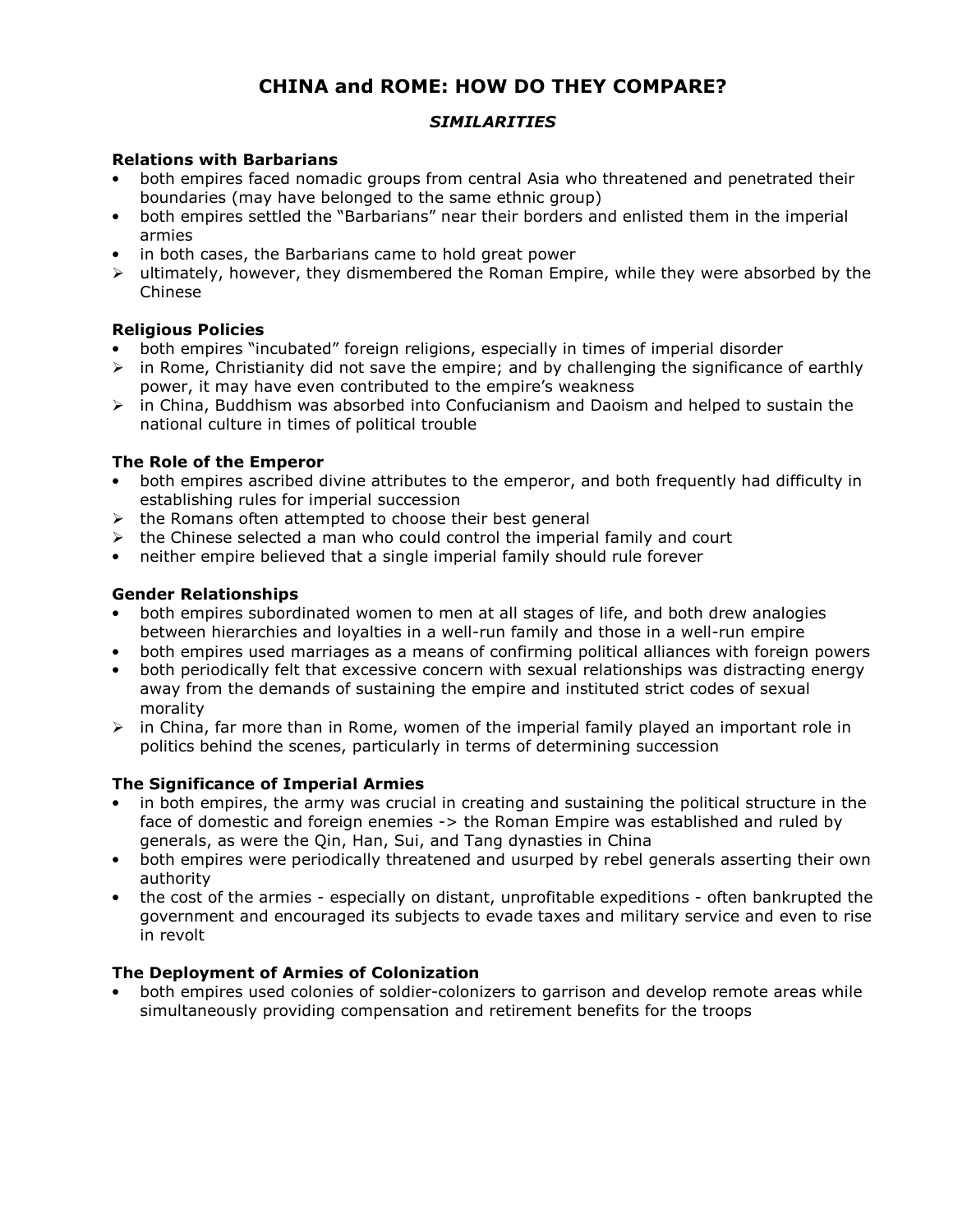# CHINA and ROME: HOW DO THEY COMPARE?

## *SIMILARITIES*

### Relations with Barbarians

- both empires faced nomadic groups from central Asia who threatened and penetrated their boundaries (may have belonged to the same ethnic group)
- both empires settled the "Barbarians" near their borders and enlisted them in the imperial armies
- in both cases, the Barbarians came to hold great power
  - ultimately, however, they dismembered the Roman Empire, while they were absorbed by the Chinese

### Religious Policies

- both empires "incubated" foreign religions, especially in times of imperial disorder
  - in Rome, Christianity did not save the empire; and by challenging the significance of earthly power, it may have even contributed to the empire's weakness
  - in China, Buddhism was absorbed into Confucianism and Daoism and helped to sustain the national culture in times of political trouble

### The Role of the Emperor

- both empires ascribed divine attributes to the emperor, and both frequently had difficulty in establishing rules for imperial succession
  - the Romans often attempted to choose their best general
  - the Chinese selected a man who could control the imperial family and court
- neither empire believed that a single imperial family should rule forever

### Gender Relationships

- both empires subordinated women to men at all stages of life, and both drew analogies between hierarchies and loyalties in a well-run family and those in a well-run empire
- both empires used marriages as a means of confirming political alliances with foreign powers
- both periodically felt that excessive concern with sexual relationships was distracting energy away from the demands of sustaining the empire and instituted strict codes of sexual morality
  - in China, far more than in Rome, women of the imperial family played an important role in politics behind the scenes, particularly in terms of determining succession

### The Significance of Imperial Armies

- in both empires, the army was crucial in creating and sustaining the political structure in the face of domestic and foreign enemies -> the Roman Empire was established and ruled by generals, as were the Qin, Han, Sui, and Tang dynasties in China
- both empires were periodically threatened and usurped by rebel generals asserting their own authority
- the cost of the armies - especially on distant, unprofitable expeditions - often bankrupted the government and encouraged its subjects to evade taxes and military service and even to rise in revolt

### The Deployment of Armies of Colonization

- both empires used colonies of soldier-colonizers to garrison and develop remote areas while simultaneously providing compensation and retirement benefits for the troops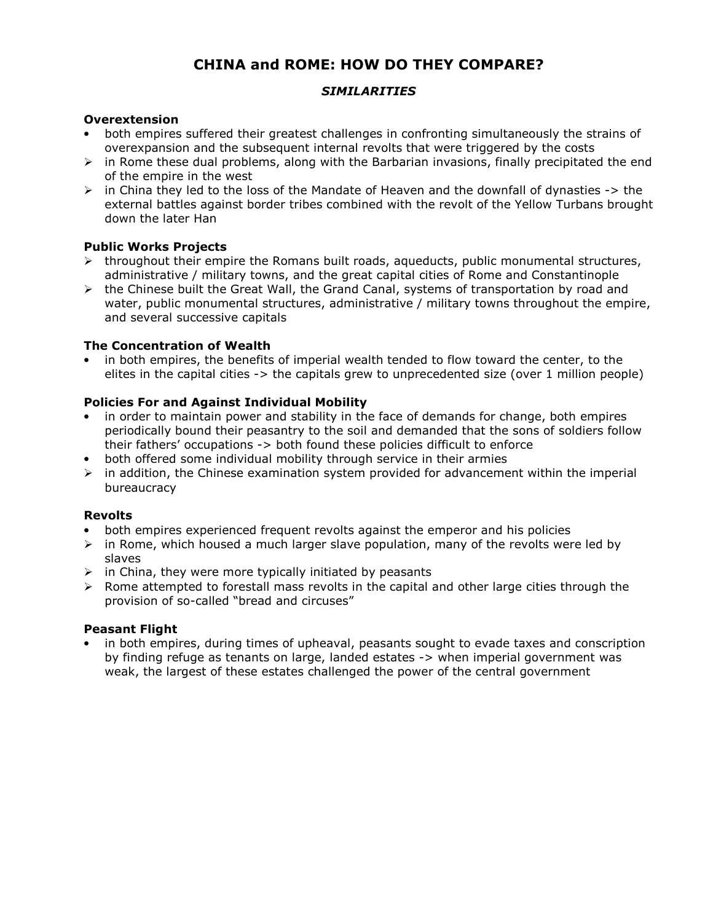# CHINA and ROME: HOW DO THEY COMPARE?

### *SIMILARITIES*

**Overextension**

- both empires suffered their greatest challenges in confronting simultaneously the strains of overexpansion and the subsequent internal revolts that were triggered by the costs
  - in Rome these dual problems, along with the Barbarian invasions, finally precipitated the end of the empire in the west
  - in China they led to the loss of the Mandate of Heaven and the downfall of dynasties -> the external battles against border tribes combined with the revolt of the Yellow Turbans brought down the later Han

**Public Works Projects**

- throughout their empire the Romans built roads, aqueducts, public monumental structures, administrative / military towns, and the great capital cities of Rome and Constantinople
- the Chinese built the Great Wall, the Grand Canal, systems of transportation by road and water, public monumental structures, administrative / military towns throughout the empire, and several successive capitals

**The Concentration of Wealth**

- in both empires, the benefits of imperial wealth tended to flow toward the center, to the elites in the capital cities -> the capitals grew to unprecedented size (over 1 million people)

**Policies For and Against Individual Mobility**

- in order to maintain power and stability in the face of demands for change, both empires periodically bound their peasantry to the soil and demanded that the sons of soldiers follow their fathers' occupations -> both found these policies difficult to enforce
- both offered some individual mobility through service in their armies
  - in addition, the Chinese examination system provided for advancement within the imperial bureaucracy

**Revolts**

- both empires experienced frequent revolts against the emperor and his policies
  - in Rome, which housed a much larger slave population, many of the revolts were led by slaves
  - in China, they were more typically initiated by peasants
  - Rome attempted to forestall mass revolts in the capital and other large cities through the provision of so-called "bread and circuses"

**Peasant Flight**

- in both empires, during times of upheaval, peasants sought to evade taxes and conscription by finding refuge as tenants on large, landed estates -> when imperial government was weak, the largest of these estates challenged the power of the central government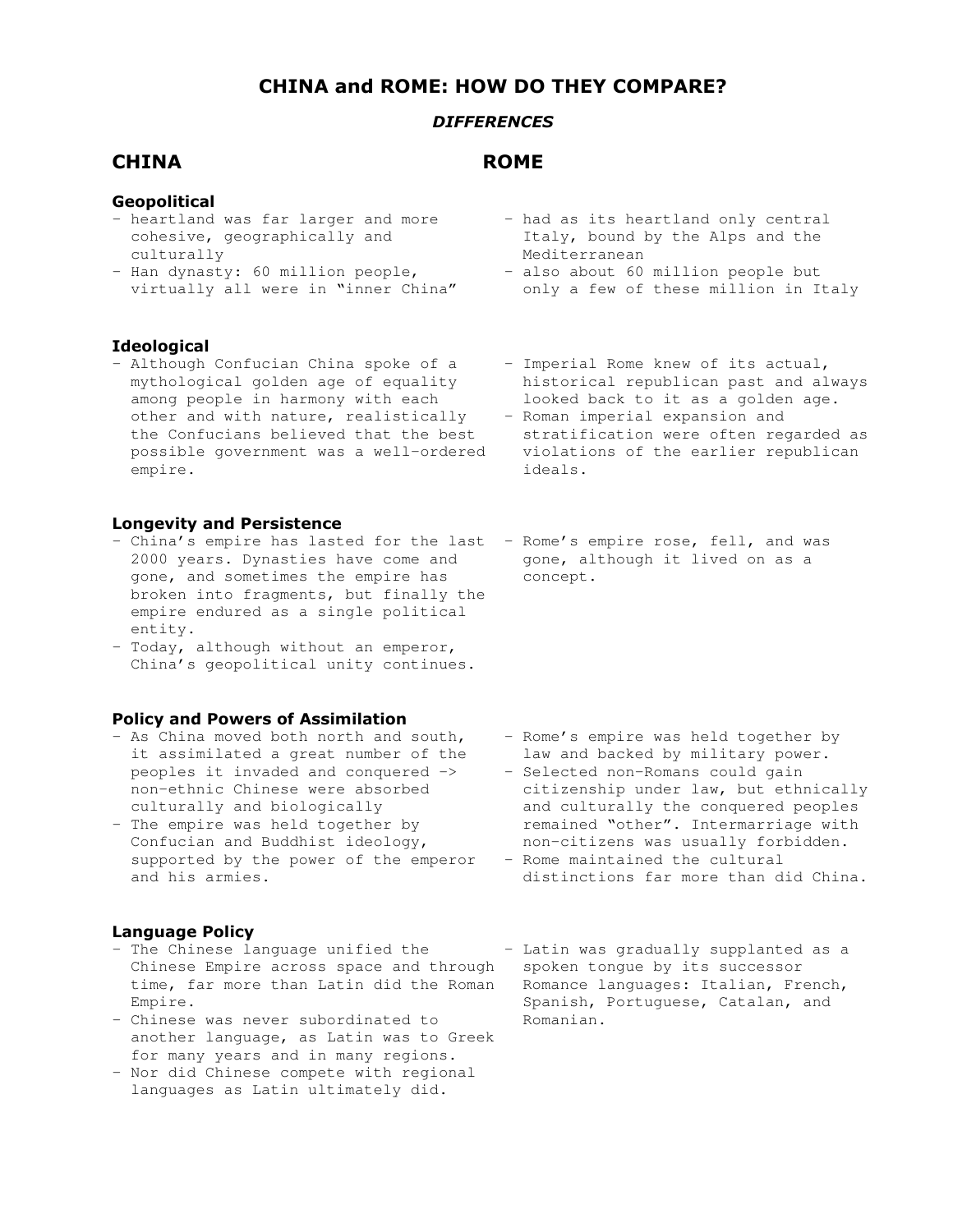# CHINA and ROME: HOW DO THEY COMPARE?

### *DIFFERENCES*

## CHINA / ROME

### Geopolitical

**China**

- heartland was far larger and more cohesive, geographically and culturally
- Han dynasty: 60 million people, virtually all were in "inner China"

**Rome**

- had as its heartland only central Italy, bound by the Alps and the Mediterranean
- also about 60 million people but only a few of these million in Italy

### Ideological

**China**

- Although Confucian China spoke of a mythological golden age of equality among people in harmony with each other and with nature, realistically the Confucians believed that the best possible government was a well-ordered empire.

**Rome**

- Imperial Rome knew of its actual, historical republican past and always looked back to it as a golden age.
- Roman imperial expansion and stratification were often regarded as violations of the earlier republican ideals.

### Longevity and Persistence

**China**

- China's empire has lasted for the last 2000 years. Dynasties have come and gone, and sometimes the empire has broken into fragments, but finally the empire endured as a single political entity.
- Today, although without an emperor, China's geopolitical unity continues.

**Rome**

- Rome's empire rose, fell, and was gone, although it lived on as a concept.

### Policy and Powers of Assimilation

**China**

- As China moved both north and south, it assimilated a great number of the peoples it invaded and conquered -> non-ethnic Chinese were absorbed culturally and biologically
- The empire was held together by Confucian and Buddhist ideology, supported by the power of the emperor and his armies.

**Rome**

- Rome's empire was held together by law and backed by military power.
- Selected non-Romans could gain citizenship under law, but ethnically and culturally the conquered peoples remained "other". Intermarriage with non-citizens was usually forbidden.
- Rome maintained the cultural distinctions far more than did China.

### Language Policy

**China**

- The Chinese language unified the Chinese Empire across space and through time, far more than Latin did the Roman Empire.
- Chinese was never subordinated to another language, as Latin was to Greek for many years and in many regions.
- Nor did Chinese compete with regional languages as Latin ultimately did.

**Rome**

- Latin was gradually supplanted as a spoken tongue by its successor Romance languages: Italian, French, Spanish, Portuguese, Catalan, and Romanian.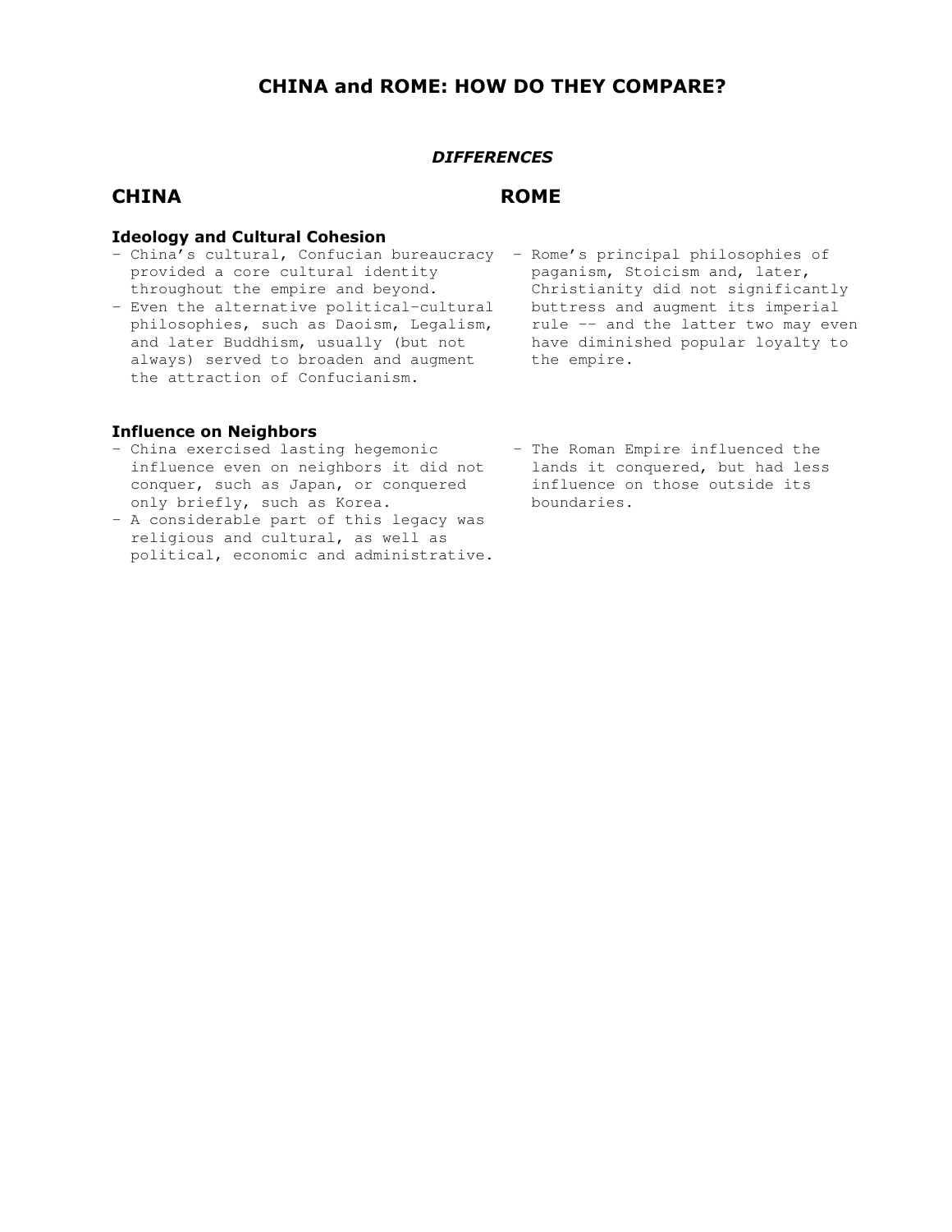# CHINA and ROME: HOW DO THEY COMPARE?

## *DIFFERENCES*

| CHINA | ROME |
|---|---|
| **Ideology and Cultural Cohesion** | |
| - China's cultural, Confucian bureaucracy provided a core cultural identity throughout the empire and beyond.<br>- Even the alternative political-cultural philosophies, such as Daoism, Legalism, and later Buddhism, usually (but not always) served to broaden and augment the attraction of Confucianism. | - Rome's principal philosophies of paganism, Stoicism and, later, Christianity did not significantly buttress and augment its imperial rule -- and the latter two may even have diminished popular loyalty to the empire. |
| **Influence on Neighbors** | |
| - China exercised lasting hegemonic influence even on neighbors it did not conquer, such as Japan, or conquered only briefly, such as Korea.<br>- A considerable part of this legacy was religious and cultural, as well as political, economic and administrative. | - The Roman Empire influenced the lands it conquered, but had less influence on those outside its boundaries. |